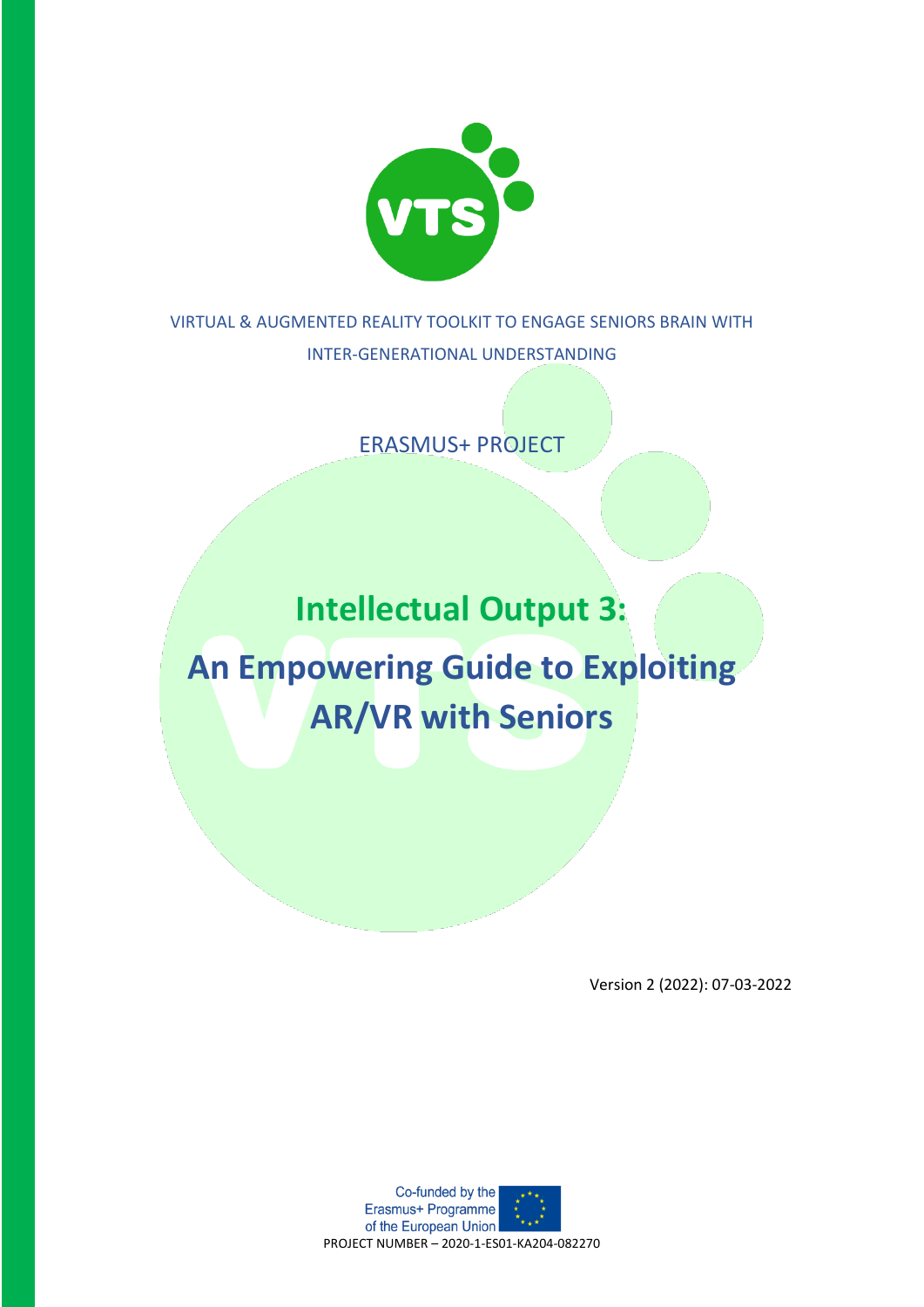VIRTUAL & AUGMENTED REALITY TOOLKIT TO ENGAGE SENIORS BRAIN WITH INTER-GENERATIONAL UNDERSTANDING

ERASMUS+ PROJECT

# Intellectual Output 3:

# An Empowering Guide to Exploiting AR/VR with Seniors

Version 2 (2022): 07-03-2022

Co-funded by the Erasmus+ Programme of the European Union

PROJECT NUMBER – 2020-1-ES01-KA204-082270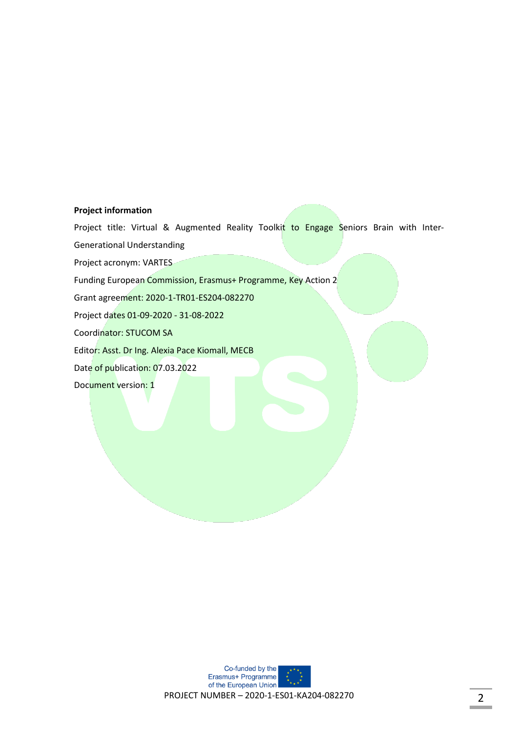**Project information**

Project title: Virtual & Augmented Reality Toolkit to Engage Seniors Brain with Inter-Generational Understanding

Project acronym: VARTES

Funding European Commission, Erasmus+ Programme, Key Action 2

Grant agreement: 2020-1-TR01-ES204-082270

Project dates 01-09-2020 - 31-08-2022

Coordinator: STUCOM SA

Editor: Asst. Dr Ing. Alexia Pace Kiomall, MECB

Date of publication: 07.03.2022

Document version: 1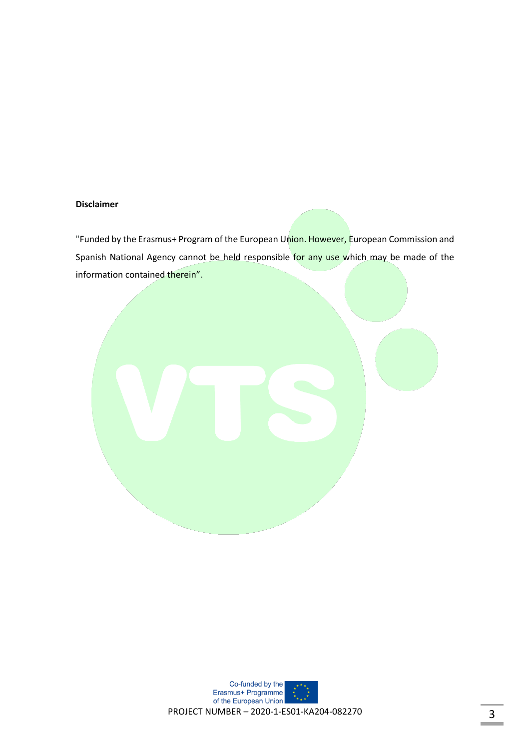**Disclaimer**

"Funded by the Erasmus+ Program of the European Union. However, European Commission and Spanish National Agency cannot be held responsible for any use which may be made of the information contained therein".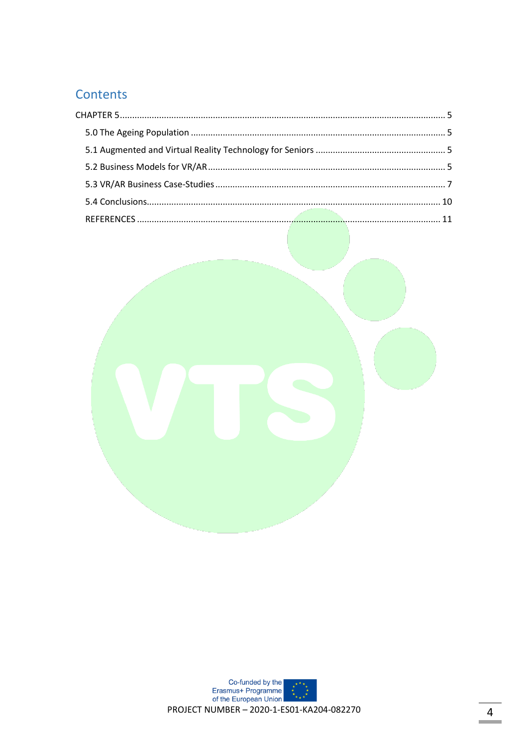# Contents

CHAPTER 5 ............................................................................................................................ 5

5.0 The Ageing Population ............................................................................................... 5

5.1 Augmented and Virtual Reality Technology for Seniors ............................................. 5

5.2 Business Models for VR/AR ........................................................................................ 5

5.3 VR/AR Business Case-Studies ...................................................................................... 7

5.4 Conclusions ............................................................................................................... 10

REFERENCES ................................................................................................................. 11

Co-funded by the Erasmus+ Programme of the European Union

PROJECT NUMBER – 2020-1-ES01-KA204-082270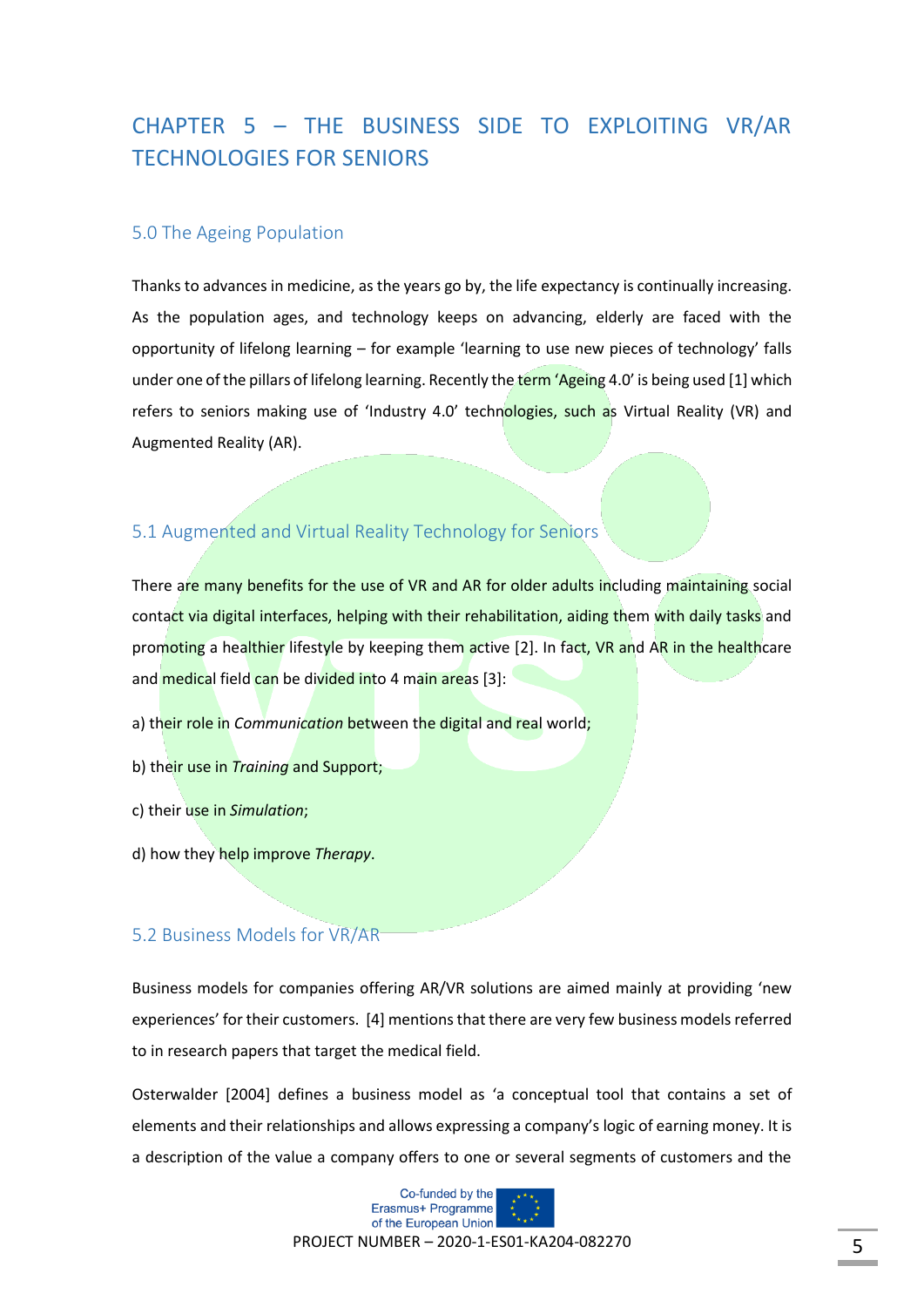# CHAPTER 5 – THE BUSINESS SIDE TO EXPLOITING VR/AR TECHNOLOGIES FOR SENIORS

## 5.0 The Ageing Population

Thanks to advances in medicine, as the years go by, the life expectancy is continually increasing. As the population ages, and technology keeps on advancing, elderly are faced with the opportunity of lifelong learning – for example 'learning to use new pieces of technology' falls under one of the pillars of lifelong learning. Recently the term 'Ageing 4.0' is being used [1] which refers to seniors making use of 'Industry 4.0' technologies, such as Virtual Reality (VR) and Augmented Reality (AR).

## 5.1 Augmented and Virtual Reality Technology for Seniors

There are many benefits for the use of VR and AR for older adults including maintaining social contact via digital interfaces, helping with their rehabilitation, aiding them with daily tasks and promoting a healthier lifestyle by keeping them active [2]. In fact, VR and AR in the healthcare and medical field can be divided into 4 main areas [3]:

a) their role in *Communication* between the digital and real world;

b) their use in *Training* and Support;

c) their use in *Simulation*;

d) how they help improve *Therapy*.

## 5.2 Business Models for VR/AR

Business models for companies offering AR/VR solutions are aimed mainly at providing 'new experiences' for their customers. [4] mentions that there are very few business models referred to in research papers that target the medical field.

Osterwalder [2004] defines a business model as 'a conceptual tool that contains a set of elements and their relationships and allows expressing a company's logic of earning money. It is a description of the value a company offers to one or several segments of customers and the

Co-funded by the Erasmus+ Programme of the European Union

PROJECT NUMBER – 2020-1-ES01-KA204-082270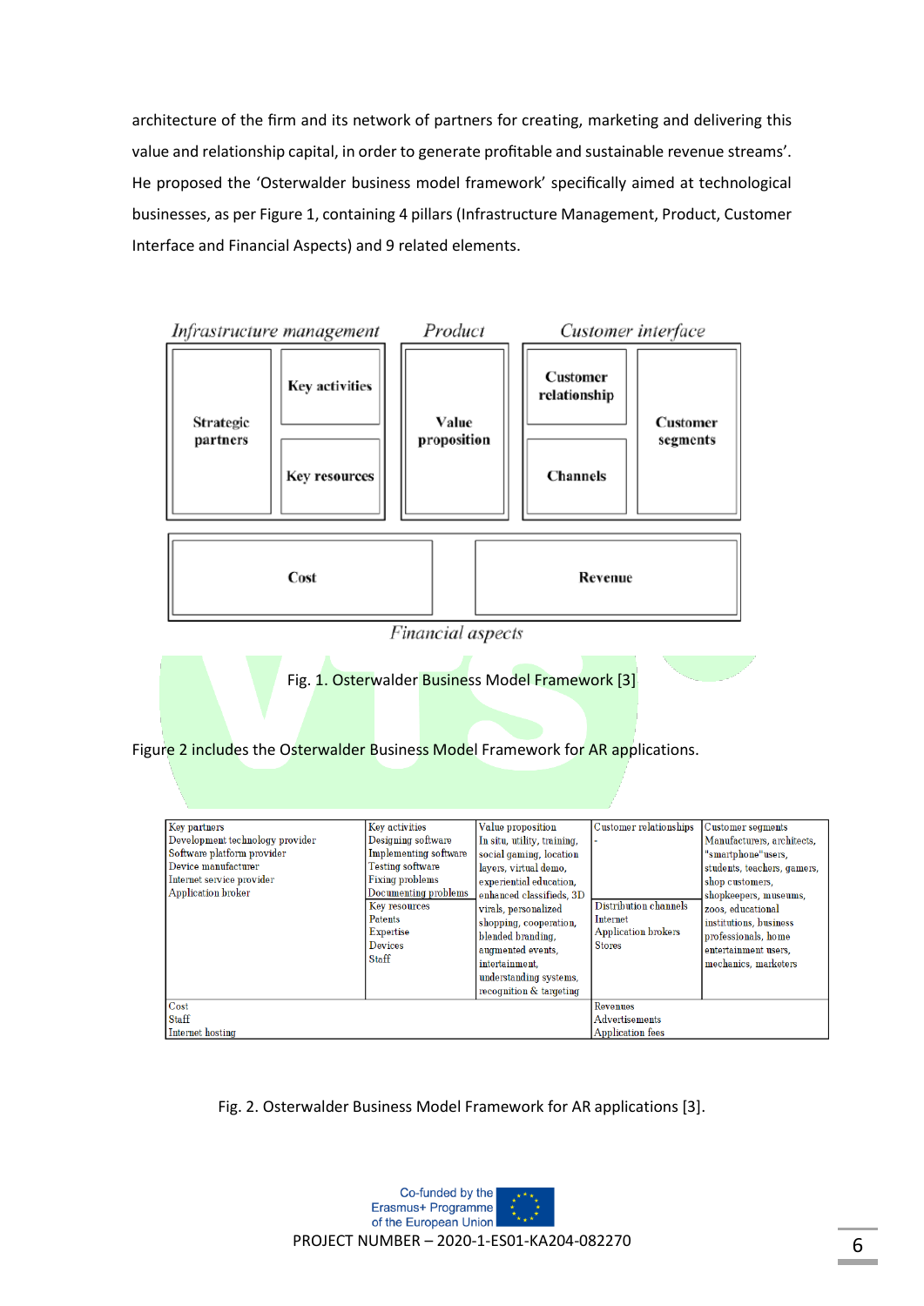architecture of the firm and its network of partners for creating, marketing and delivering this value and relationship capital, in order to generate profitable and sustainable revenue streams'. He proposed the 'Osterwalder business model framework' specifically aimed at technological businesses, as per Figure 1, containing 4 pillars (Infrastructure Management, Product, Customer Interface and Financial Aspects) and 9 related elements.

| *Infrastructure management* | | *Product* | *Customer interface* | |
|---|---|---|---|---|
| Strategic partners | Key activities | Value proposition | Customer relationship | Customer segments |
| | Key resources | | Channels | |
| Cost | | | Revenue | |

*Financial aspects*

Fig. 1. Osterwalder Business Model Framework [3]

Figure 2 includes the Osterwalder Business Model Framework for AR applications.

| Key partners | Key activities | Value proposition | Customer relationships | Customer segments |
|---|---|---|---|---|
| Development technology provider<br>Software platform provider<br>Device manufacturer<br>Internet service provider<br>Application broker | Designing software<br>Implementing software<br>Testing software<br>Fixing problems<br>Documenting problems | In situ, utility, training, social gaming, location layers, virtual demo, experiential education, enhanced classifieds, 3D virals, personalized shopping, cooperation, blended branding, augmented events, intertainment, understanding systems, recognition & targeting | - | Manufacturers, architects, "smartphone"users, students, teachers, gamers, shop customers, shopkeepers, museums, zoos, educational institutions, business professionals, home entertainment users, mechanics, marketers |
| | Key resources<br>Patents<br>Expertise<br>Devices<br>Staff | | Distribution channels<br>Internet<br>Application brokers<br>Stores | |
| Cost<br>Staff<br>Internet hosting | | | Revenues<br>Advertisements<br>Application fees | |

Fig. 2. Osterwalder Business Model Framework for AR applications [3].

Co-funded by the Erasmus+ Programme of the European Union

PROJECT NUMBER – 2020-1-ES01-KA204-082270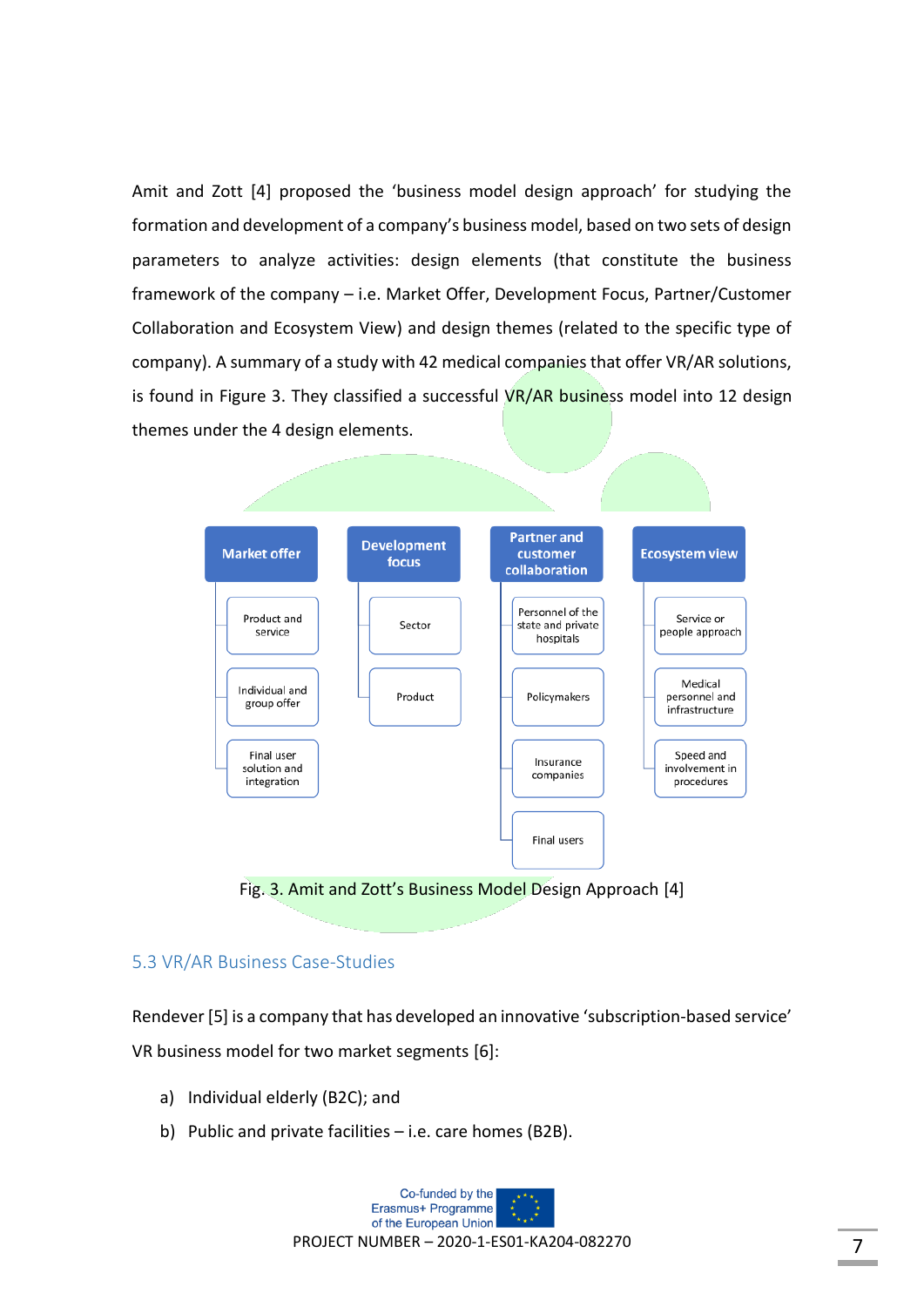Amit and Zott [4] proposed the 'business model design approach' for studying the formation and development of a company's business model, based on two sets of design parameters to analyze activities: design elements (that constitute the business framework of the company – i.e. Market Offer, Development Focus, Partner/Customer Collaboration and Ecosystem View) and design themes (related to the specific type of company). A summary of a study with 42 medical companies that offer VR/AR solutions, is found in Figure 3. They classified a successful VR/AR business model into 12 design themes under the 4 design elements.

| Market offer | Development focus | Partner and customer collaboration | Ecosystem view |
|---|---|---|---|
| Product and service | Sector | Personnel of the state and private hospitals | Service or people approach |
| Individual and group offer | Product | Policymakers | Medical personnel and infrastructure |
| Final user solution and integration | | Insurance companies | Speed and involvement in procedures |
| | | Final users | |

Fig. 3. Amit and Zott's Business Model Design Approach [4]

### 5.3 VR/AR Business Case-Studies

Rendever [5] is a company that has developed an innovative 'subscription-based service' VR business model for two market segments [6]:

a) Individual elderly (B2C); and
b) Public and private facilities – i.e. care homes (B2B).

Co-funded by the Erasmus+ Programme of the European Union

PROJECT NUMBER – 2020-1-ES01-KA204-082270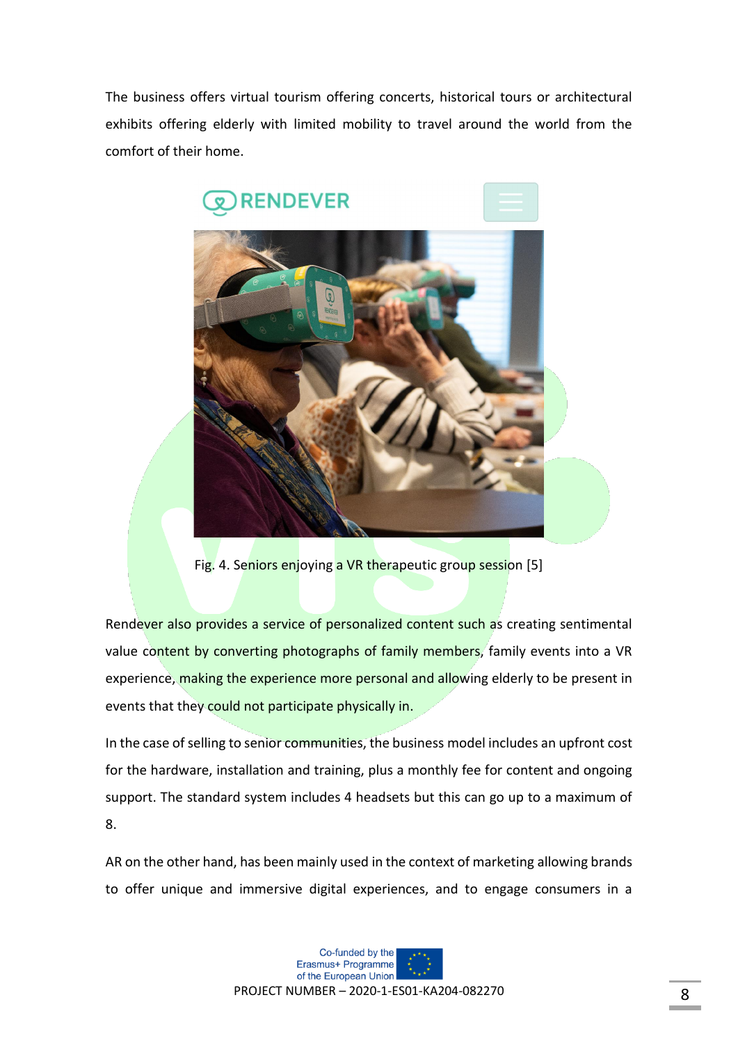The business offers virtual tourism offering concerts, historical tours or architectural exhibits offering elderly with limited mobility to travel around the world from the comfort of their home.

Fig. 4. Seniors enjoying a VR therapeutic group session [5]

Rendever also provides a service of personalized content such as creating sentimental value content by converting photographs of family members, family events into a VR experience, making the experience more personal and allowing elderly to be present in events that they could not participate physically in.

In the case of selling to senior communities, the business model includes an upfront cost for the hardware, installation and training, plus a monthly fee for content and ongoing support. The standard system includes 4 headsets but this can go up to a maximum of 8.

AR on the other hand, has been mainly used in the context of marketing allowing brands to offer unique and immersive digital experiences, and to engage consumers in a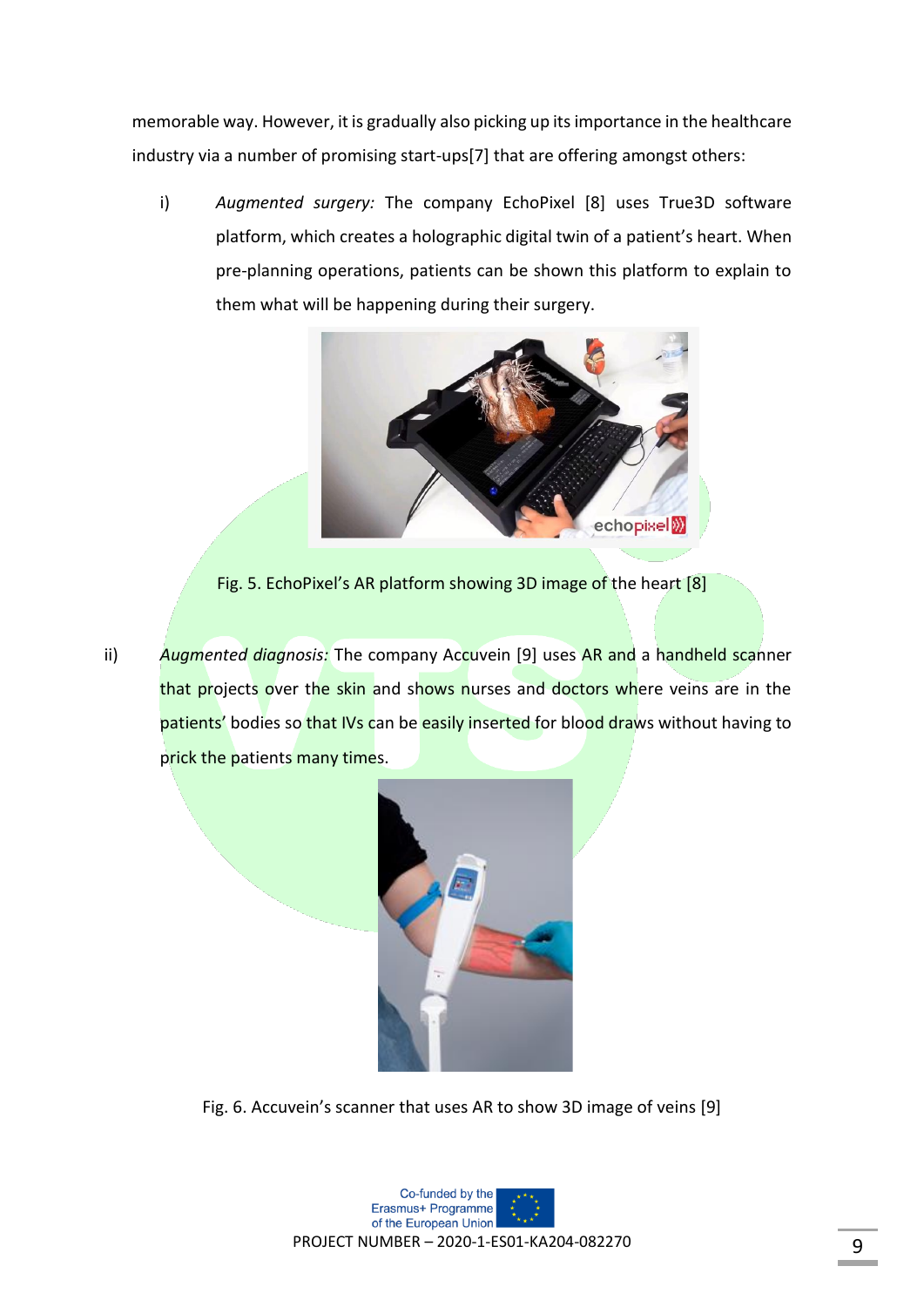memorable way. However, it is gradually also picking up its importance in the healthcare industry via a number of promising start-ups[7] that are offering amongst others:

i) *Augmented surgery:* The company EchoPixel [8] uses True3D software platform, which creates a holographic digital twin of a patient's heart. When pre-planning operations, patients can be shown this platform to explain to them what will be happening during their surgery.

Fig. 5. EchoPixel's AR platform showing 3D image of the heart [8]

ii) *Augmented diagnosis:* The company Accuvein [9] uses AR and a handheld scanner that projects over the skin and shows nurses and doctors where veins are in the patients' bodies so that IVs can be easily inserted for blood draws without having to prick the patients many times.

Fig. 6. Accuvein's scanner that uses AR to show 3D image of veins [9]

Co-funded by the Erasmus+ Programme of the European Union

PROJECT NUMBER – 2020-1-ES01-KA204-082270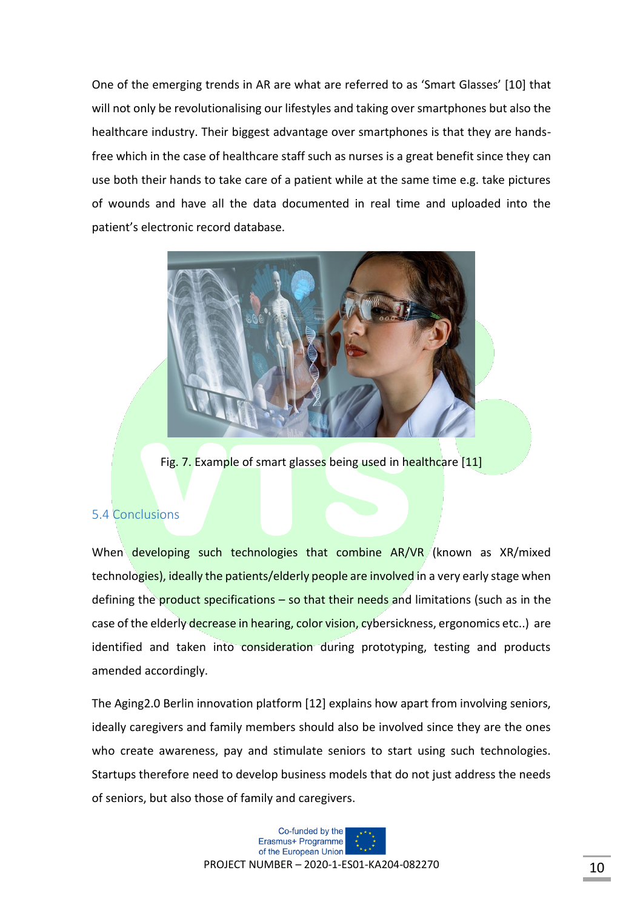One of the emerging trends in AR are what are referred to as 'Smart Glasses' [10] that will not only be revolutionalising our lifestyles and taking over smartphones but also the healthcare industry. Their biggest advantage over smartphones is that they are hands-free which in the case of healthcare staff such as nurses is a great benefit since they can use both their hands to take care of a patient while at the same time e.g. take pictures of wounds and have all the data documented in real time and uploaded into the patient's electronic record database.

Fig. 7. Example of smart glasses being used in healthcare [11]

## 5.4 Conclusions

When developing such technologies that combine AR/VR (known as XR/mixed technologies), ideally the patients/elderly people are involved in a very early stage when defining the product specifications – so that their needs and limitations (such as in the case of the elderly decrease in hearing, color vision, cybersickness, ergonomics etc..) are identified and taken into consideration during prototyping, testing and products amended accordingly.

The Aging2.0 Berlin innovation platform [12] explains how apart from involving seniors, ideally caregivers and family members should also be involved since they are the ones who create awareness, pay and stimulate seniors to start using such technologies. Startups therefore need to develop business models that do not just address the needs of seniors, but also those of family and caregivers.

Co-funded by the Erasmus+ Programme of the European Union

PROJECT NUMBER – 2020-1-ES01-KA204-082270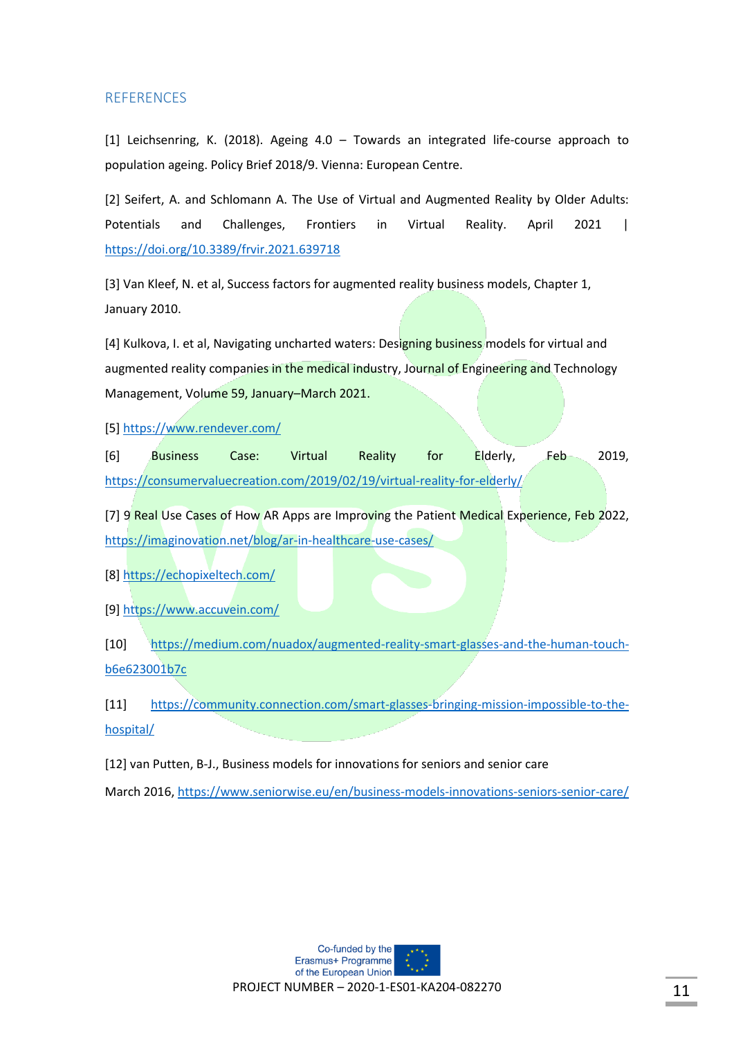## REFERENCES

[1] Leichsenring, K. (2018). Ageing 4.0 – Towards an integrated life-course approach to population ageing. Policy Brief 2018/9. Vienna: European Centre.

[2] Seifert, A. and Schlomann A. The Use of Virtual and Augmented Reality by Older Adults: Potentials and Challenges, Frontiers in Virtual Reality. April 2021 | https://doi.org/10.3389/frvir.2021.639718

[3] Van Kleef, N. et al, Success factors for augmented reality business models, Chapter 1, January 2010.

[4] Kulkova, I. et al, Navigating uncharted waters: Designing business models for virtual and augmented reality companies in the medical industry, Journal of Engineering and Technology Management, Volume 59, January–March 2021.

[5] https://www.rendever.com/

[6] Business Case: Virtual Reality for Elderly, Feb 2019, https://consumervaluecreation.com/2019/02/19/virtual-reality-for-elderly/

[7] 9 Real Use Cases of How AR Apps are Improving the Patient Medical Experience, Feb 2022, https://imaginovation.net/blog/ar-in-healthcare-use-cases/

[8] https://echopixeltech.com/

[9] https://www.accuvein.com/

[10] https://medium.com/nuadox/augmented-reality-smart-glasses-and-the-human-touch-b6e623001b7c

[11] https://community.connection.com/smart-glasses-bringing-mission-impossible-to-the-hospital/

[12] van Putten, B-J., Business models for innovations for seniors and senior care March 2016, https://www.seniorwise.eu/en/business-models-innovations-seniors-senior-care/

Co-funded by the Erasmus+ Programme of the European Union

PROJECT NUMBER – 2020-1-ES01-KA204-082270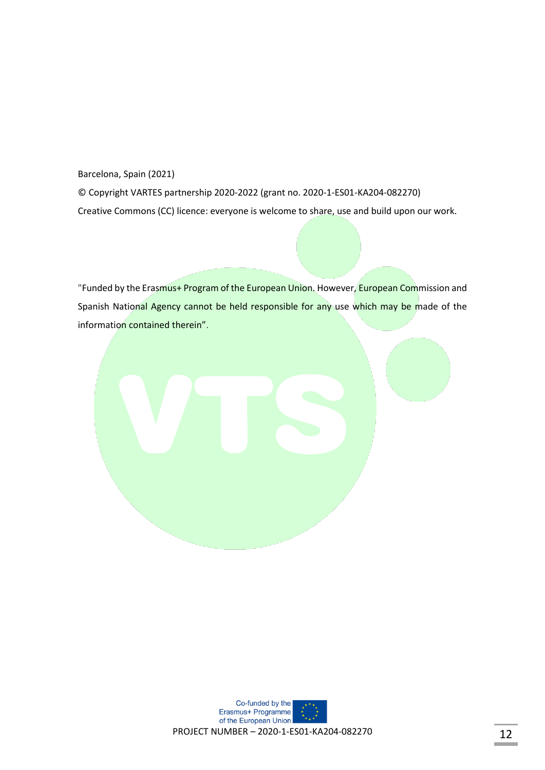Barcelona, Spain (2021)

© Copyright VARTES partnership 2020-2022 (grant no. 2020-1-ES01-KA204-082270)

Creative Commons (CC) licence: everyone is welcome to share, use and build upon our work.

"Funded by the Erasmus+ Program of the European Union. However, European Commission and Spanish National Agency cannot be held responsible for any use which may be made of the information contained therein".